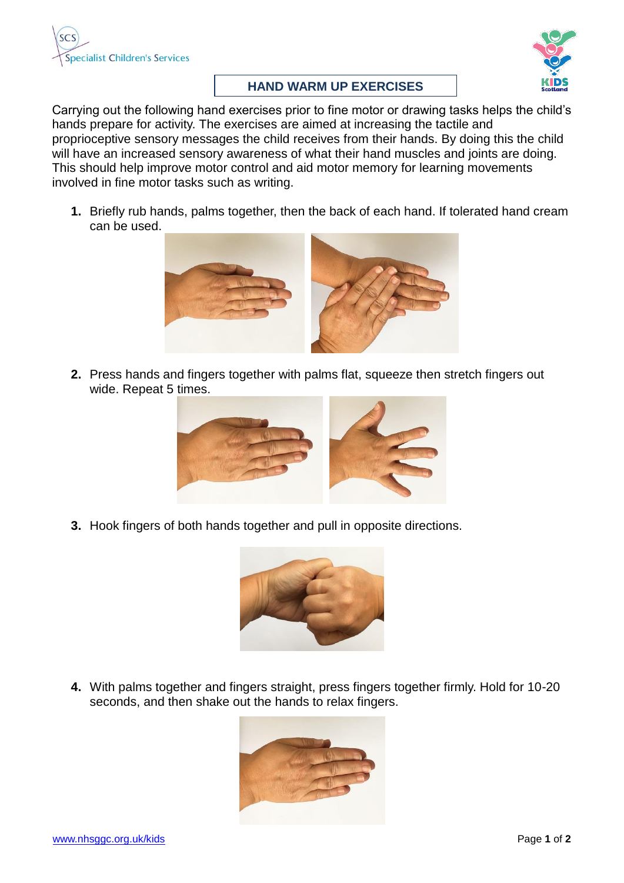Specialist Children's Services

# HAND WARM UP EXERCISES

Carrying out the following hand exercises prior to fine motor or drawing tasks helps the child's hands prepare for activity. The exercises are aimed at increasing the tactile and proprioceptive sensory messages the child receives from their hands. By doing this the child will have an increased sensory awareness of what their hand muscles and joints are doing. This should help improve motor control and aid motor memory for learning movements involved in fine motor tasks such as writing.

1. Briefly rub hands, palms together, then the back of each hand. If tolerated hand cream can be used.

2. Press hands and fingers together with palms flat, squeeze then stretch fingers out wide. Repeat 5 times.

3. Hook fingers of both hands together and pull in opposite directions.

4. With palms together and fingers straight, press fingers together firmly. Hold for 10-20 seconds, and then shake out the hands to relax fingers.

www.nhsggc.org.uk/kids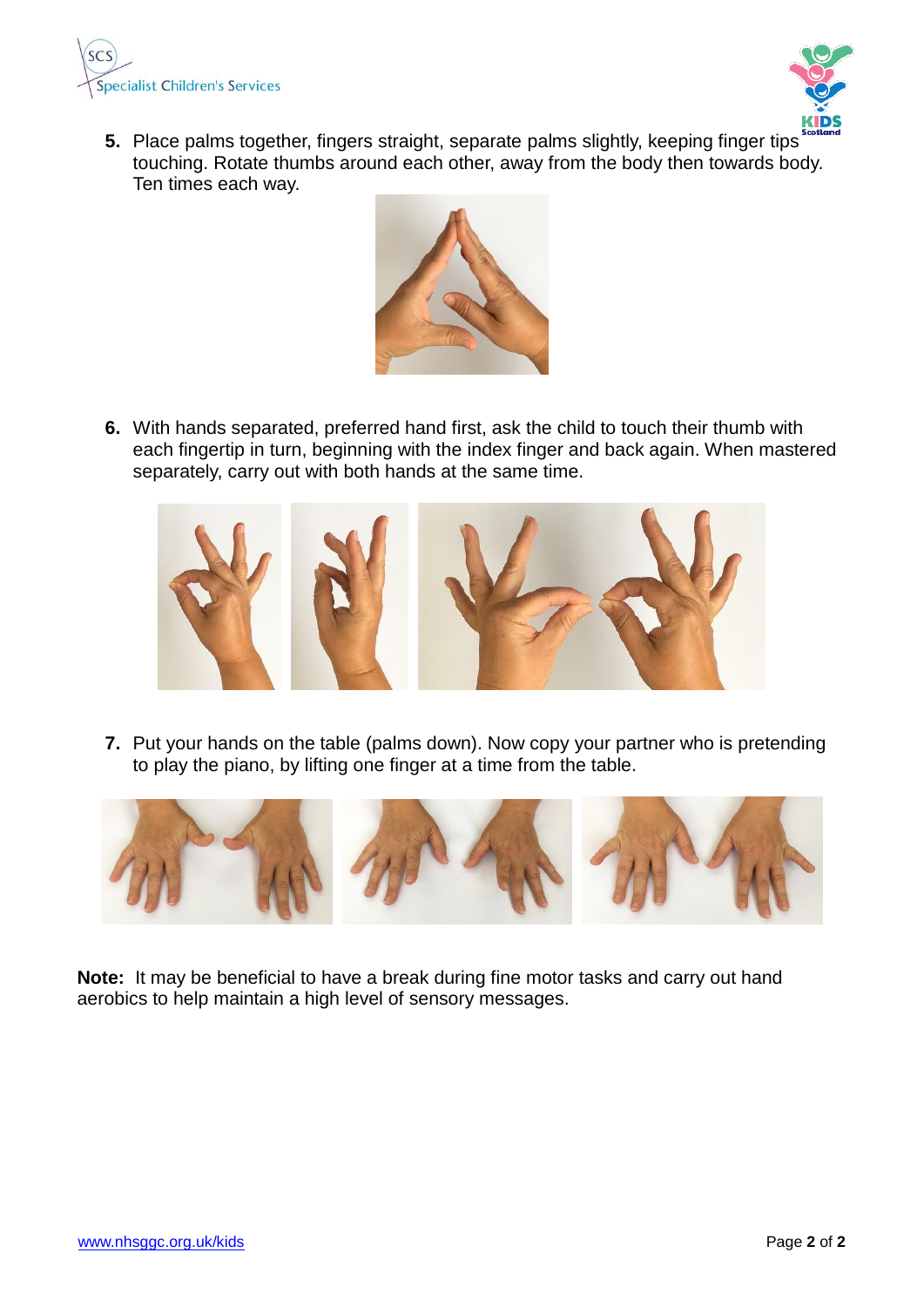5. Place palms together, fingers straight, separate palms slightly, keeping finger tips touching. Rotate thumbs around each other, away from the body then towards body. Ten times each way.

6. With hands separated, preferred hand first, ask the child to touch their thumb with each fingertip in turn, beginning with the index finger and back again. When mastered separately, carry out with both hands at the same time.

7. Put your hands on the table (palms down). Now copy your partner who is pretending to play the piano, by lifting one finger at a time from the table.

**Note:** It may be beneficial to have a break during fine motor tasks and carry out hand aerobics to help maintain a high level of sensory messages.

www.nhsggc.org.uk/kids